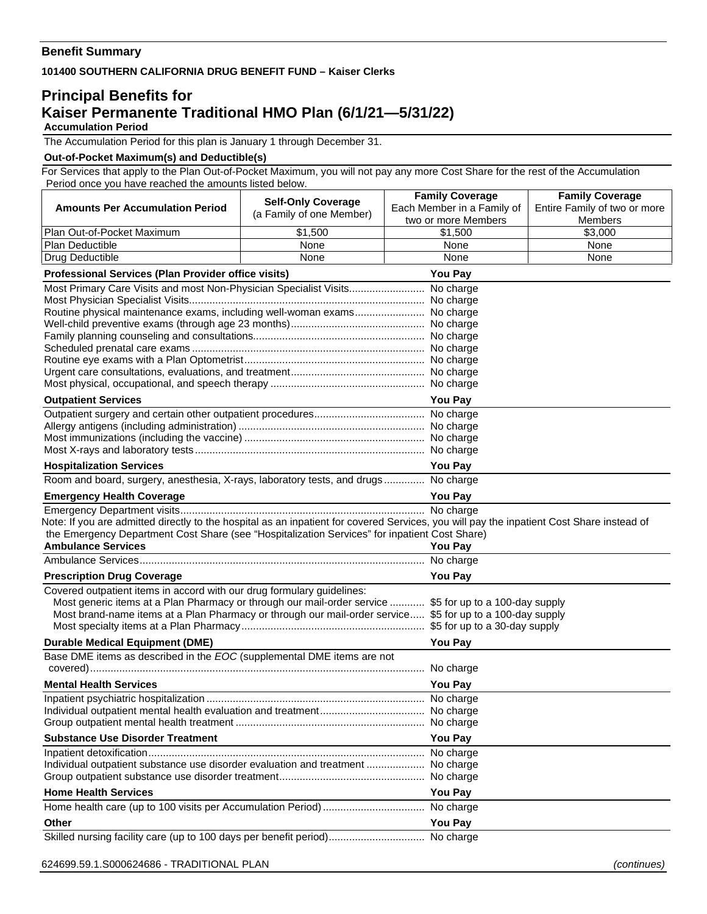## Benefit Summary

**101400 SOUTHERN CALIFORNIA DRUG BENEFIT FUND – Kaiser Clerks**

# Principal Benefits for Kaiser Permanente Traditional HMO Plan (6/1/21—5/31/22)

**Accumulation Period**

The Accumulation Period for this plan is January 1 through December 31.

**Out-of-Pocket Maximum(s) and Deductible(s)**

For Services that apply to the Plan Out-of-Pocket Maximum, you will not pay any more Cost Share for the rest of the Accumulation Period once you have reached the amounts listed below.

| Amounts Per Accumulation Period | Self-Only Coverage (a Family of one Member) | Family Coverage Each Member in a Family of two or more Members | Family Coverage Entire Family of two or more Members |
|---|---|---|---|
| Plan Out-of-Pocket Maximum | $1,500 | $1,500 | $3,000 |
| Plan Deductible | None | None | None |
| Drug Deductible | None | None | None |

| Professional Services (Plan Provider office visits) | You Pay |
|---|---|
| Most Primary Care Visits and most Non-Physician Specialist Visits | No charge |
| Most Physician Specialist Visits | No charge |
| Routine physical maintenance exams, including well-woman exams | No charge |
| Well-child preventive exams (through age 23 months) | No charge |
| Family planning counseling and consultations | No charge |
| Scheduled prenatal care exams | No charge |
| Routine eye exams with a Plan Optometrist | No charge |
| Urgent care consultations, evaluations, and treatment | No charge |
| Most physical, occupational, and speech therapy | No charge |

| Outpatient Services | You Pay |
|---|---|
| Outpatient surgery and certain other outpatient procedures | No charge |
| Allergy antigens (including administration) | No charge |
| Most immunizations (including the vaccine) | No charge |
| Most X-rays and laboratory tests | No charge |

| Hospitalization Services | You Pay |
|---|---|
| Room and board, surgery, anesthesia, X-rays, laboratory tests, and drugs | No charge |

| Emergency Health Coverage | You Pay |
|---|---|
| Emergency Department visits | No charge |

Note: If you are admitted directly to the hospital as an inpatient for covered Services, you will pay the inpatient Cost Share instead of the Emergency Department Cost Share (see "Hospitalization Services" for inpatient Cost Share)

| Ambulance Services | You Pay |
|---|---|
| Ambulance Services | No charge |

| Prescription Drug Coverage | You Pay |
|---|---|
| Covered outpatient items in accord with our drug formulary guidelines: | |
| Most generic items at a Plan Pharmacy or through our mail-order service | $5 for up to a 100-day supply |
| Most brand-name items at a Plan Pharmacy or through our mail-order service | $5 for up to a 100-day supply |
| Most specialty items at a Plan Pharmacy | $5 for up to a 30-day supply |

| Durable Medical Equipment (DME) | You Pay |
|---|---|
| Base DME items as described in the *EOC* (supplemental DME items are not covered) | No charge |

| Mental Health Services | You Pay |
|---|---|
| Inpatient psychiatric hospitalization | No charge |
| Individual outpatient mental health evaluation and treatment | No charge |
| Group outpatient mental health treatment | No charge |

| Substance Use Disorder Treatment | You Pay |
|---|---|
| Inpatient detoxification | No charge |
| Individual outpatient substance use disorder evaluation and treatment | No charge |
| Group outpatient substance use disorder treatment | No charge |

| Home Health Services | You Pay |
|---|---|
| Home health care (up to 100 visits per Accumulation Period) | No charge |

| Other | You Pay |
|---|---|
| Skilled nursing facility care (up to 100 days per benefit period) | No charge |

624699.59.1.S000624686 - TRADITIONAL PLAN *(continues)*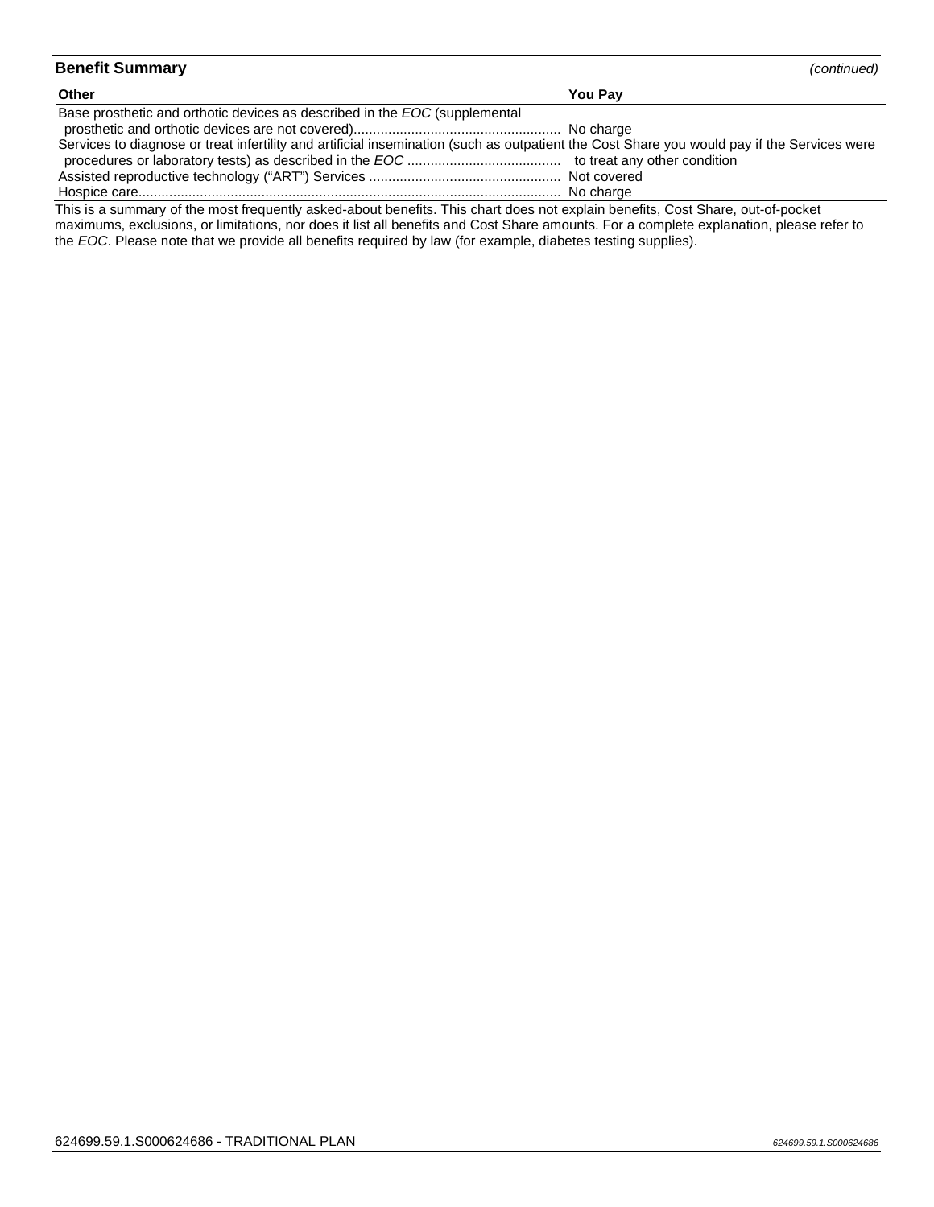## Benefit Summary *(continued)*

| Other | You Pay |
|---|---|
| Base prosthetic and orthotic devices as described in the *EOC* (supplemental prosthetic and orthotic devices are not covered) | No charge |
| Services to diagnose or treat infertility and artificial insemination (such as outpatient procedures or laboratory tests) as described in the *EOC* | the Cost Share you would pay if the Services were to treat any other condition |
| Assisted reproductive technology ("ART") Services | Not covered |
| Hospice care | No charge |

This is a summary of the most frequently asked-about benefits. This chart does not explain benefits, Cost Share, out-of-pocket maximums, exclusions, or limitations, nor does it list all benefits and Cost Share amounts. For a complete explanation, please refer to the *EOC*. Please note that we provide all benefits required by law (for example, diabetes testing supplies).